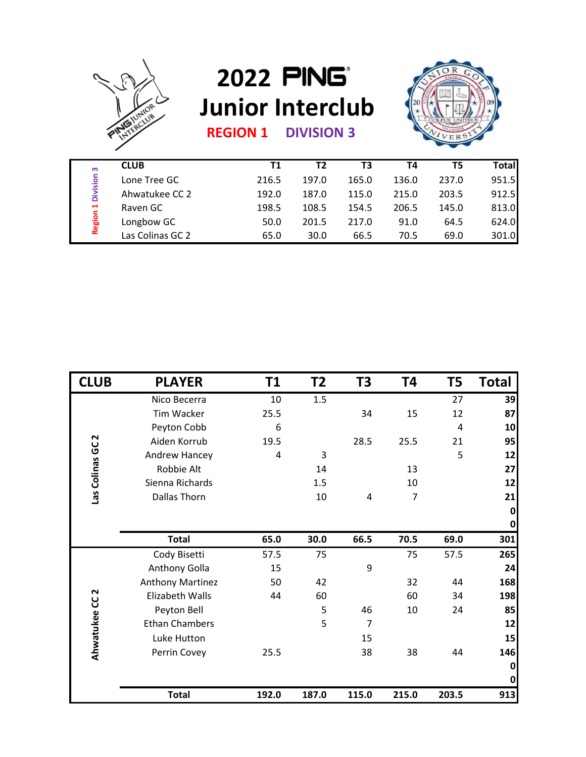# 2022 PING Junior Interclub

## REGION 1 DIVISION 3

| Region 1 Division 3 | CLUB | T1 | T2 | T3 | T4 | T5 | Total |
|---|---|---|---|---|---|---|---|
| | Lone Tree GC | 216.5 | 197.0 | 165.0 | 136.0 | 237.0 | 951.5 |
| | Ahwatukee CC 2 | 192.0 | 187.0 | 115.0 | 215.0 | 203.5 | 912.5 |
| | Raven GC | 198.5 | 108.5 | 154.5 | 206.5 | 145.0 | 813.0 |
| | Longbow GC | 50.0 | 201.5 | 217.0 | 91.0 | 64.5 | 624.0 |
| | Las Colinas GC 2 | 65.0 | 30.0 | 66.5 | 70.5 | 69.0 | 301.0 |

| CLUB | PLAYER | T1 | T2 | T3 | T4 | T5 | Total |
|---|---|---|---|---|---|---|---|
| Las Colinas GC 2 | Nico Becerra | 10 | 1.5 | | | 27 | **39** |
| | Tim Wacker | 25.5 | | 34 | 15 | 12 | **87** |
| | Peyton Cobb | 6 | | | | 4 | **10** |
| | Aiden Korrub | 19.5 | | 28.5 | 25.5 | 21 | **95** |
| | Andrew Hancey | 4 | 3 | | | 5 | **12** |
| | Robbie Alt | | 14 | | 13 | | **27** |
| | Sienna Richards | | 1.5 | | 10 | | **12** |
| | Dallas Thorn | | 10 | 4 | 7 | | **21** |
| | | | | | | | **0** |
| | | | | | | | **0** |
| | **Total** | **65.0** | **30.0** | **66.5** | **70.5** | **69.0** | **301** |
| Ahwatukee CC 2 | Cody Bisetti | 57.5 | 75 | | 75 | 57.5 | **265** |
| | Anthony Golla | 15 | | 9 | | | **24** |
| | Anthony Martinez | 50 | 42 | | 32 | 44 | **168** |
| | Elizabeth Walls | 44 | 60 | | 60 | 34 | **198** |
| | Peyton Bell | | 5 | 46 | 10 | 24 | **85** |
| | Ethan Chambers | | 5 | 7 | | | **12** |
| | Luke Hutton | | | 15 | | | **15** |
| | Perrin Covey | 25.5 | | 38 | 38 | 44 | **146** |
| | | | | | | | **0** |
| | | | | | | | **0** |
| | **Total** | **192.0** | **187.0** | **115.0** | **215.0** | **203.5** | **913** |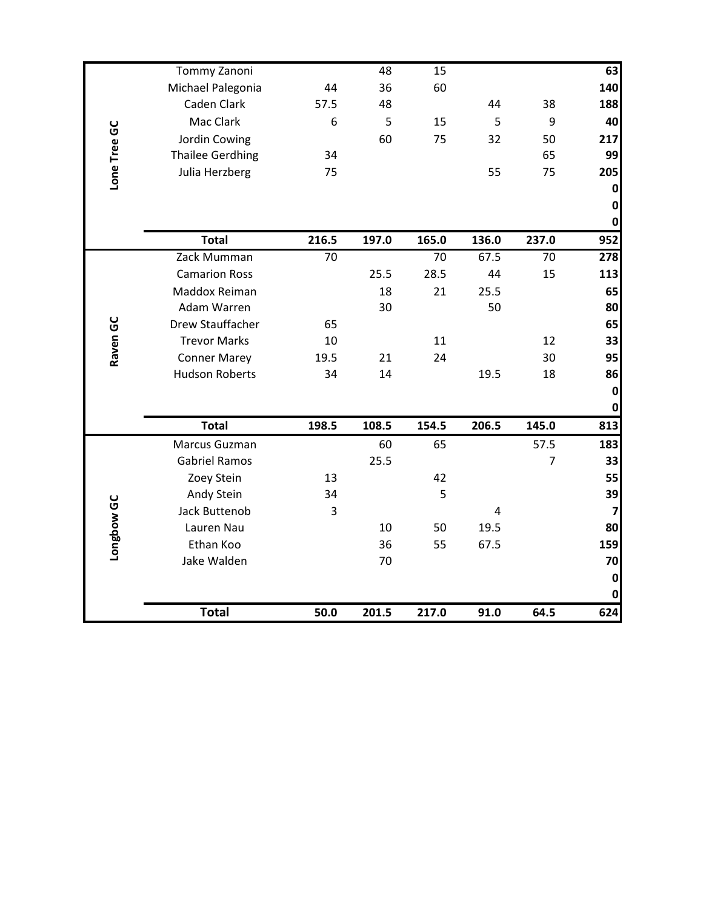| | | | | | | | |
|---|---|---|---|---|---|---|---|
| **Lone Tree GC** | Tommy Zanoni | | 48 | 15 | | | **63** |
| | Michael Palegonia | 44 | 36 | 60 | | | **140** |
| | Caden Clark | 57.5 | 48 | | 44 | 38 | **188** |
| | Mac Clark | 6 | 5 | 15 | 5 | 9 | **40** |
| | Jordin Cowing | | 60 | 75 | 32 | 50 | **217** |
| | Thailee Gerdhing | 34 | | | | 65 | **99** |
| | Julia Herzberg | 75 | | | 55 | 75 | **205** |
| | | | | | | | **0** |
| | | | | | | | **0** |
| | | | | | | | **0** |
| | **Total** | **216.5** | **197.0** | **165.0** | **136.0** | **237.0** | **952** |
| **Raven GC** | Zack Mumman | 70 | | 70 | 67.5 | 70 | **278** |
| | Camarion Ross | | 25.5 | 28.5 | 44 | 15 | **113** |
| | Maddox Reiman | | 18 | 21 | 25.5 | | **65** |
| | Adam Warren | | 30 | | 50 | | **80** |
| | Drew Stauffacher | 65 | | | | | **65** |
| | Trevor Marks | 10 | | 11 | | 12 | **33** |
| | Conner Marey | 19.5 | 21 | 24 | | 30 | **95** |
| | Hudson Roberts | 34 | 14 | | 19.5 | 18 | **86** |
| | | | | | | | **0** |
| | | | | | | | **0** |
| | **Total** | **198.5** | **108.5** | **154.5** | **206.5** | **145.0** | **813** |
| **Longbow GC** | Marcus Guzman | | 60 | 65 | | 57.5 | **183** |
| | Gabriel Ramos | | 25.5 | | | 7 | **33** |
| | Zoey Stein | 13 | | 42 | | | **55** |
| | Andy Stein | 34 | | 5 | | | **39** |
| | Jack Buttenob | 3 | | | 4 | | **7** |
| | Lauren Nau | | 10 | 50 | 19.5 | | **80** |
| | Ethan Koo | | 36 | 55 | 67.5 | | **159** |
| | Jake Walden | | 70 | | | | **70** |
| | | | | | | | **0** |
| | | | | | | | **0** |
| | **Total** | **50.0** | **201.5** | **217.0** | **91.0** | **64.5** | **624** |